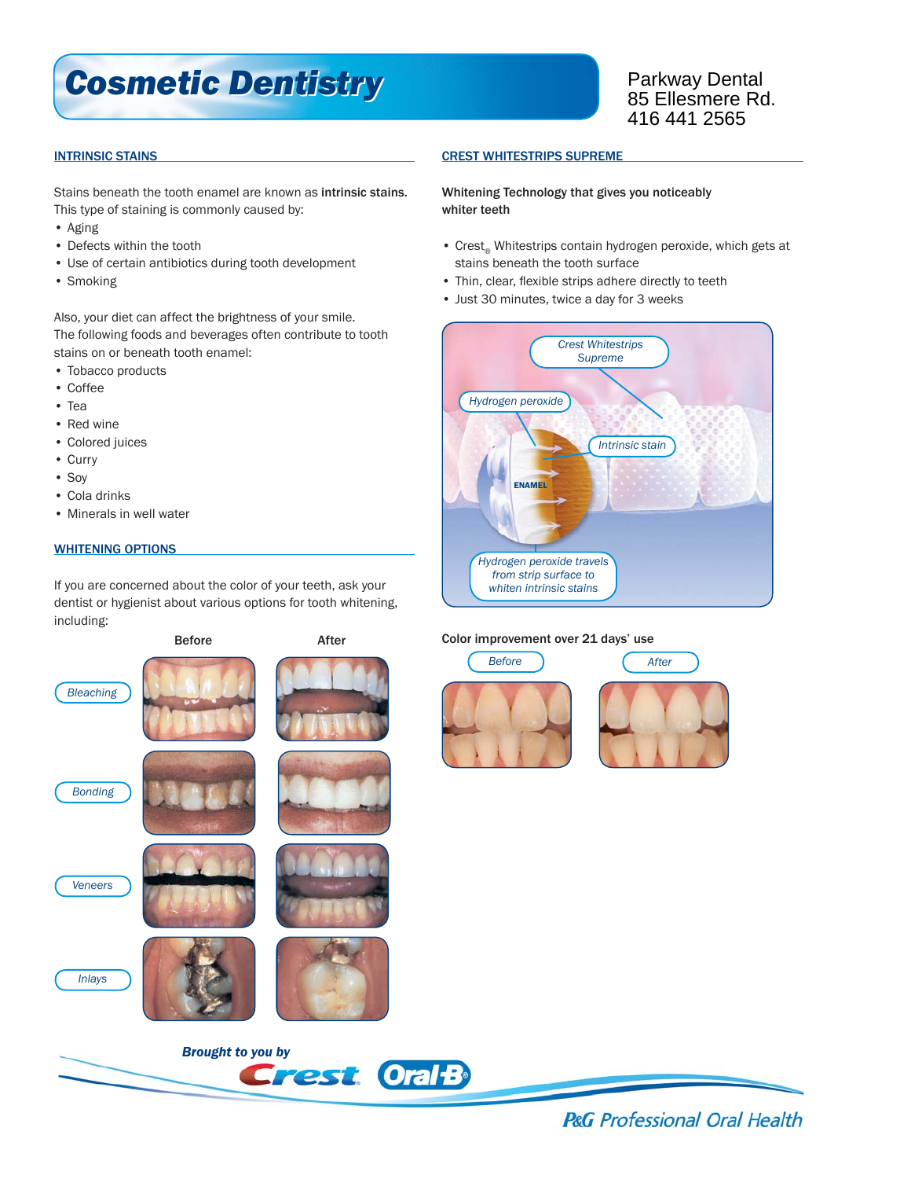# Cosmetic Dentistry

Parkway Dental
85 Ellesmere Rd.
416 441 2565

## INTRINSIC STAINS

Stains beneath the tooth enamel are known as **intrinsic stains.** This type of staining is commonly caused by:

- Aging
- Defects within the tooth
- Use of certain antibiotics during tooth development
- Smoking

Also, your diet can affect the brightness of your smile. The following foods and beverages often contribute to tooth stains on or beneath tooth enamel:

- Tobacco products
- Coffee
- Tea
- Red wine
- Colored juices
- Curry
- Soy
- Cola drinks
- Minerals in well water

## WHITENING OPTIONS

If you are concerned about the color of your teeth, ask your dentist or hygienist about various options for tooth whitening, including:

| | Before | After |
|---|---|---|
| *Bleaching* | | |
| *Bonding* | | |
| *Veneers* | | |
| *Inlays* | | |

## CREST WHITESTRIPS SUPREME

**Whitening Technology that gives you noticeably whiter teeth**

- Crest® Whitestrips contain hydrogen peroxide, which gets at stains beneath the tooth surface
- Thin, clear, flexible strips adhere directly to teeth
- Just 30 minutes, twice a day for 3 weeks

*Crest Whitestrips Supreme*

*Hydrogen peroxide*

*Intrinsic stain*

ENAMEL

*Hydrogen peroxide travels from strip surface to whiten intrinsic stains*

**Color improvement over 21 days' use**

*Before* *After*

***Brought to you by*** Crest Oral-B

*P&G Professional Oral Health*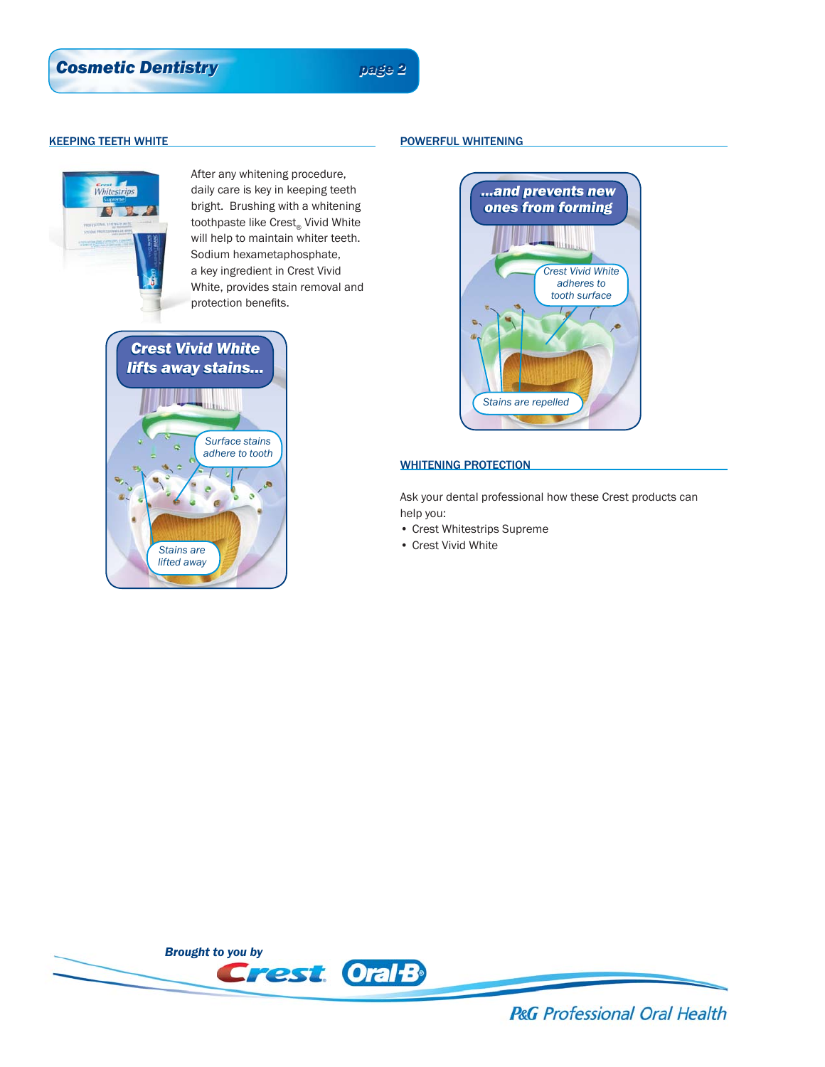## KEEPING TEETH WHITE

After any whitening procedure, daily care is key in keeping teeth bright. Brushing with a whitening toothpaste like Crest® Vivid White will help to maintain whiter teeth. Sodium hexametaphosphate, a key ingredient in Crest Vivid White, provides stain removal and protection benefits.

**Crest Vivid White lifts away stains...**

*Surface stains adhere to tooth*

*Stains are lifted away*

## POWERFUL WHITENING

**...and prevents new ones from forming**

*Crest Vivid White adheres to tooth surface*

*Stains are repelled*

## WHITENING PROTECTION

Ask your dental professional how these Crest products can help you:

- Crest Whitestrips Supreme
- Crest Vivid White

*Brought to you by* Crest Oral-B

P&G Professional Oral Health